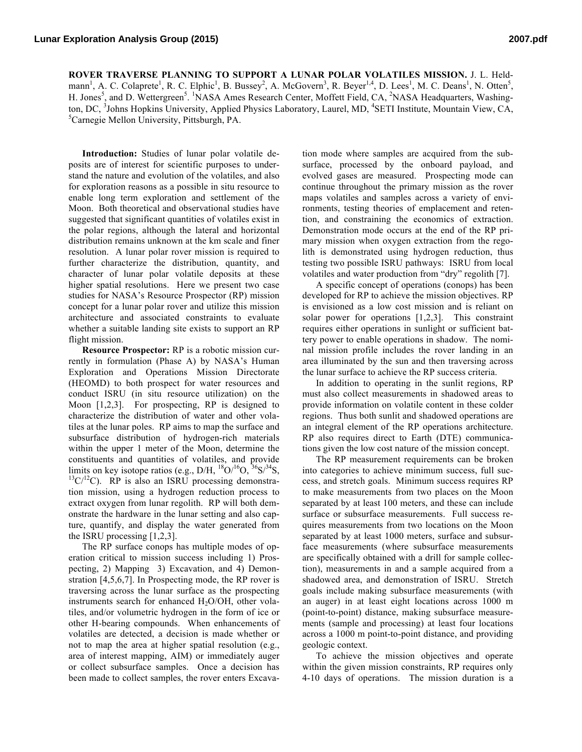**ROVER TRAVERSE PLANNING TO SUPPORT A LUNAR POLAR VOLATILES MISSION.** J. L. Heldmann[1], A. C. Colaprete[1], R. C. Elphic[1], B. Bussey[2], A. McGovern[3], R. Beyer[1,4], D. Lees[1], M. C. Deans[1], N. Otten[5], H. Jones[5], and D. Wettergreen[5]. [1]NASA Ames Research Center, Moffett Field, CA, [2]NASA Headquarters, Washington, DC, [3]Johns Hopkins University, Applied Physics Laboratory, Laurel, MD, [4]SETI Institute, Mountain View, CA, [5]Carnegie Mellon University, Pittsburgh, PA.

**Introduction:** Studies of lunar polar volatile deposits are of interest for scientific purposes to understand the nature and evolution of the volatiles, and also for exploration reasons as a possible in situ resource to enable long term exploration and settlement of the Moon. Both theoretical and observational studies have suggested that significant quantities of volatiles exist in the polar regions, although the lateral and horizontal distribution remains unknown at the km scale and finer resolution. A lunar polar rover mission is required to further characterize the distribution, quantity, and character of lunar polar volatile deposits at these higher spatial resolutions. Here we present two case studies for NASA's Resource Prospector (RP) mission concept for a lunar polar rover and utilize this mission architecture and associated constraints to evaluate whether a suitable landing site exists to support an RP flight mission.

**Resource Prospector:** RP is a robotic mission currently in formulation (Phase A) by NASA's Human Exploration and Operations Mission Directorate (HEOMD) to both prospect for water resources and conduct ISRU (in situ resource utilization) on the Moon [1,2,3]. For prospecting, RP is designed to characterize the distribution of water and other volatiles at the lunar poles. RP aims to map the surface and subsurface distribution of hydrogen-rich materials within the upper 1 meter of the Moon, determine the constituents and quantities of volatiles, and provide limits on key isotope ratios (e.g., D/H, $^{18}O/^{16}O$, $^{36}S/^{34}S$, $^{13}C/^{12}C$). RP is also an ISRU processing demonstration mission, using a hydrogen reduction process to extract oxygen from lunar regolith. RP will both demonstrate the hardware in the lunar setting and also capture, quantify, and display the water generated from the ISRU processing [1,2,3].

The RP surface conops has multiple modes of operation critical to mission success including 1) Prospecting, 2) Mapping 3) Excavation, and 4) Demonstration [4,5,6,7]. In Prospecting mode, the RP rover is traversing across the lunar surface as the prospecting instruments search for enhanced $H_2O$/OH, other volatiles, and/or volumetric hydrogen in the form of ice or other H-bearing compounds. When enhancements of volatiles are detected, a decision is made whether or not to map the area at higher spatial resolution (e.g., area of interest mapping, AIM) or immediately auger or collect subsurface samples. Once a decision has been made to collect samples, the rover enters Excavation mode where samples are acquired from the subsurface, processed by the onboard payload, and evolved gases are measured. Prospecting mode can continue throughout the primary mission as the rover maps volatiles and samples across a variety of environments, testing theories of emplacement and retention, and constraining the economics of extraction. Demonstration mode occurs at the end of the RP primary mission when oxygen extraction from the regolith is demonstrated using hydrogen reduction, thus testing two possible ISRU pathways: ISRU from local volatiles and water production from "dry" regolith [7].

A specific concept of operations (conops) has been developed for RP to achieve the mission objectives. RP is envisioned as a low cost mission and is reliant on solar power for operations [1,2,3]. This constraint requires either operations in sunlight or sufficient battery power to enable operations in shadow. The nominal mission profile includes the rover landing in an area illuminated by the sun and then traversing across the lunar surface to achieve the RP success criteria.

In addition to operating in the sunlit regions, RP must also collect measurements in shadowed areas to provide information on volatile content in these colder regions. Thus both sunlit and shadowed operations are an integral element of the RP operations architecture. RP also requires direct to Earth (DTE) communications given the low cost nature of the mission concept.

The RP measurement requirements can be broken into categories to achieve minimum success, full success, and stretch goals. Minimum success requires RP to make measurements from two places on the Moon separated by at least 100 meters, and these can include surface or subsurface measurements. Full success requires measurements from two locations on the Moon separated by at least 1000 meters, surface and subsurface measurements (where subsurface measurements are specifically obtained with a drill for sample collection), measurements in and a sample acquired from a shadowed area, and demonstration of ISRU. Stretch goals include making subsurface measurements (with an auger) in at least eight locations across 1000 m (point-to-point) distance, making subsurface measurements (sample and processing) at least four locations across a 1000 m point-to-point distance, and providing geologic context.

To achieve the mission objectives and operate within the given mission constraints, RP requires only 4-10 days of operations. The mission duration is a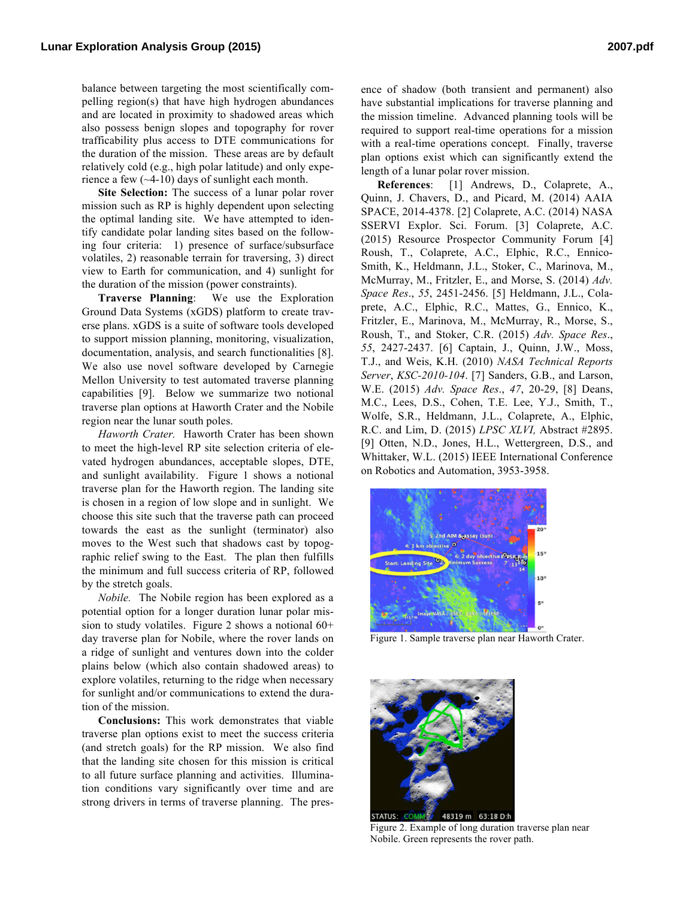balance between targeting the most scientifically compelling region(s) that have high hydrogen abundances and are located in proximity to shadowed areas which also possess benign slopes and topography for rover trafficability plus access to DTE communications for the duration of the mission. These areas are by default relatively cold (e.g., high polar latitude) and only experience a few (~4-10) days of sunlight each month.

**Site Selection:** The success of a lunar polar rover mission such as RP is highly dependent upon selecting the optimal landing site. We have attempted to identify candidate polar landing sites based on the following four criteria: 1) presence of surface/subsurface volatiles, 2) reasonable terrain for traversing, 3) direct view to Earth for communication, and 4) sunlight for the duration of the mission (power constraints).

**Traverse Planning**: We use the Exploration Ground Data Systems (xGDS) platform to create traverse plans. xGDS is a suite of software tools developed to support mission planning, monitoring, visualization, documentation, analysis, and search functionalities [8]. We also use novel software developed by Carnegie Mellon University to test automated traverse planning capabilities [9]. Below we summarize two notional traverse plan options at Haworth Crater and the Nobile region near the lunar south poles.

*Haworth Crater.* Haworth Crater has been shown to meet the high-level RP site selection criteria of elevated hydrogen abundances, acceptable slopes, DTE, and sunlight availability. Figure 1 shows a notional traverse plan for the Haworth region. The landing site is chosen in a region of low slope and in sunlight. We choose this site such that the traverse path can proceed towards the east as the sunlight (terminator) also moves to the West such that shadows cast by topographic relief swing to the East. The plan then fulfills the minimum and full success criteria of RP, followed by the stretch goals.

*Nobile.* The Nobile region has been explored as a potential option for a longer duration lunar polar mission to study volatiles. Figure 2 shows a notional 60+ day traverse plan for Nobile, where the rover lands on a ridge of sunlight and ventures down into the colder plains below (which also contain shadowed areas) to explore volatiles, returning to the ridge when necessary for sunlight and/or communications to extend the duration of the mission.

**Conclusions:** This work demonstrates that viable traverse plan options exist to meet the success criteria (and stretch goals) for the RP mission. We also find that the landing site chosen for this mission is critical to all future surface planning and activities. Illumination conditions vary significantly over time and are strong drivers in terms of traverse planning. The presence of shadow (both transient and permanent) also have substantial implications for traverse planning and the mission timeline. Advanced planning tools will be required to support real-time operations for a mission with a real-time operations concept. Finally, traverse plan options exist which can significantly extend the length of a lunar polar rover mission.

**References**: [1] Andrews, D., Colaprete, A., Quinn, J. Chavers, D., and Picard, M. (2014) AAIA SPACE, 2014-4378. [2] Colaprete, A.C. (2014) NASA SSERVI Explor. Sci. Forum. [3] Colaprete, A.C. (2015) Resource Prospector Community Forum [4] Roush, T., Colaprete, A.C., Elphic, R.C., Ennico-Smith, K., Heldmann, J.L., Stoker, C., Marinova, M., McMurray, M., Fritzler, E., and Morse, S. (2014) *Adv. Space Res.*, *55*, 2451-2456. [5] Heldmann, J.L., Colaprete, A.C., Elphic, R.C., Mattes, G., Ennico, K., Fritzler, E., Marinova, M., McMurray, R., Morse, S., Roush, T., and Stoker, C.R. (2015) *Adv. Space Res.*, *55*, 2427-2437. [6] Captain, J., Quinn, J.W., Moss, T.J., and Weis, K.H. (2010) *NASA Technical Reports Server*, *KSC-2010-104*. [7] Sanders, G.B., and Larson, W.E. (2015) *Adv. Space Res.*, *47*, 20-29, [8] Deans, M.C., Lees, D.S., Cohen, T.E. Lee, Y.J., Smith, T., Wolfe, S.R., Heldmann, J.L., Colaprete, A., Elphic, R.C. and Lim, D. (2015) *LPSC XLVI,* Abstract #2895. [9] Otten, N.D., Jones, H.L., Wettergreen, D.S., and Whittaker, W.L. (2015) IEEE International Conference on Robotics and Automation, 3953-3958.

Figure 1. Sample traverse plan near Haworth Crater.

Figure 2. Example of long duration traverse plan near Nobile. Green represents the rover path.